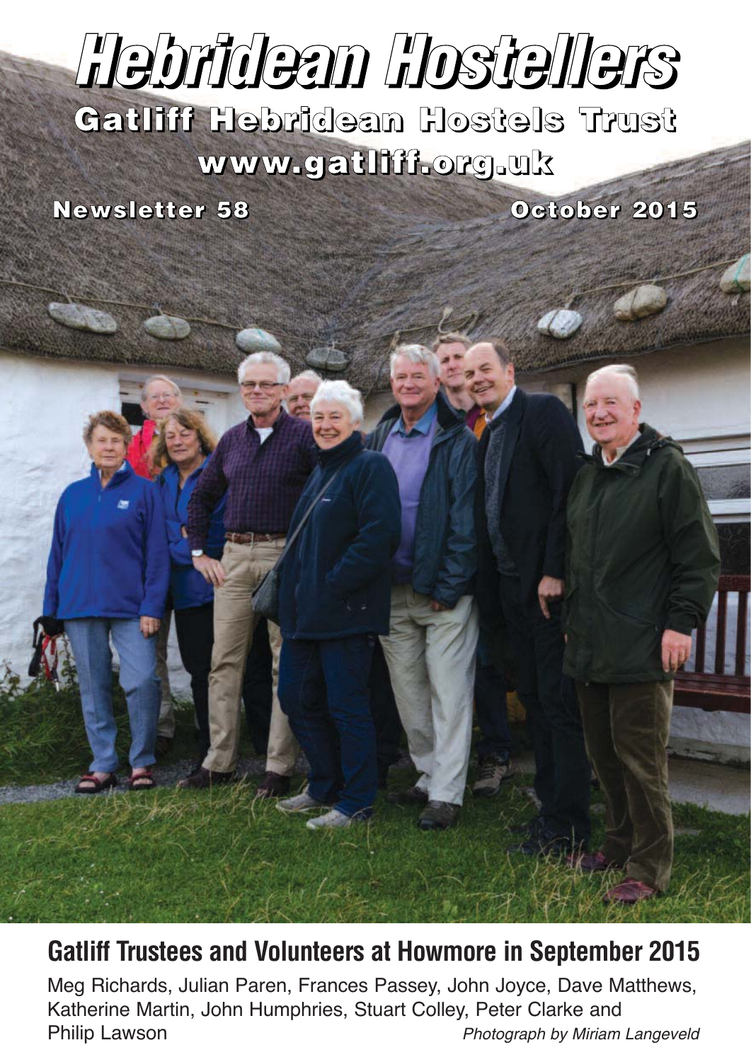# Hebridean Hostellers

## Gatliff Hebridean Hostels Trust

### www.gatliff.org.uk

**Newsletter 58** **October 2015**

## Gatliff Trustees and Volunteers at Howmore in September 2015

Meg Richards, Julian Paren, Frances Passey, John Joyce, Dave Matthews, Katherine Martin, John Humphries, Stuart Colley, Peter Clarke and Philip Lawson *Photograph by Miriam Langeveld*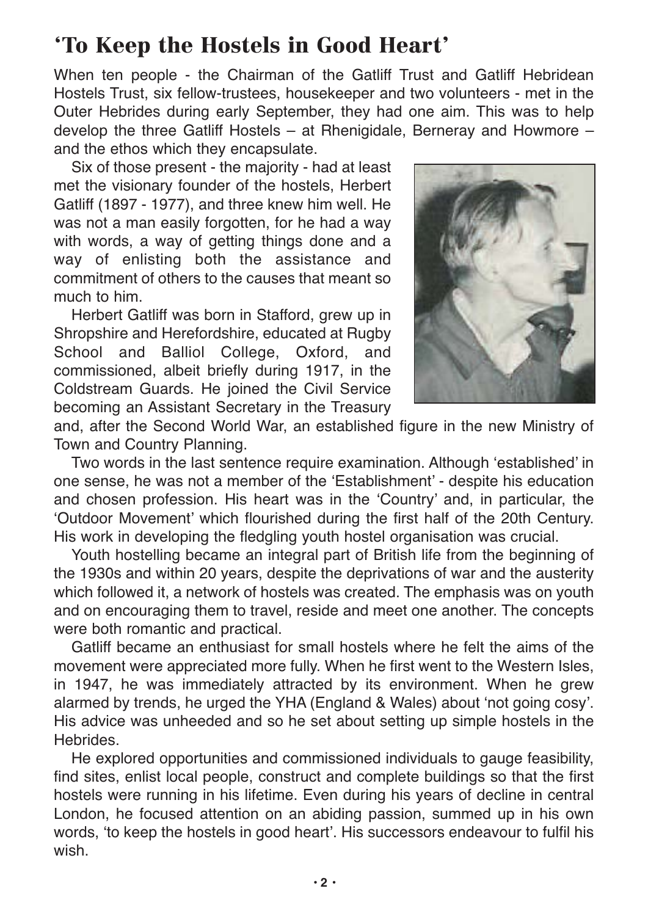## 'To Keep the Hostels in Good Heart'

When ten people - the Chairman of the Gatliff Trust and Gatliff Hebridean Hostels Trust, six fellow-trustees, housekeeper and two volunteers - met in the Outer Hebrides during early September, they had one aim. This was to help develop the three Gatliff Hostels – at Rhenigidale, Berneray and Howmore – and the ethos which they encapsulate.

Six of those present - the majority - had at least met the visionary founder of the hostels, Herbert Gatliff (1897 - 1977), and three knew him well. He was not a man easily forgotten, for he had a way with words, a way of getting things done and a way of enlisting both the assistance and commitment of others to the causes that meant so much to him.

Herbert Gatliff was born in Stafford, grew up in Shropshire and Herefordshire, educated at Rugby School and Balliol College, Oxford, and commissioned, albeit briefly during 1917, in the Coldstream Guards. He joined the Civil Service becoming an Assistant Secretary in the Treasury and, after the Second World War, an established figure in the new Ministry of Town and Country Planning.

Two words in the last sentence require examination. Although 'established' in one sense, he was not a member of the 'Establishment' - despite his education and chosen profession. His heart was in the 'Country' and, in particular, the 'Outdoor Movement' which flourished during the first half of the 20th Century. His work in developing the fledgling youth hostel organisation was crucial.

Youth hostelling became an integral part of British life from the beginning of the 1930s and within 20 years, despite the deprivations of war and the austerity which followed it, a network of hostels was created. The emphasis was on youth and on encouraging them to travel, reside and meet one another. The concepts were both romantic and practical.

Gatliff became an enthusiast for small hostels where he felt the aims of the movement were appreciated more fully. When he first went to the Western Isles, in 1947, he was immediately attracted by its environment. When he grew alarmed by trends, he urged the YHA (England & Wales) about 'not going cosy'. His advice was unheeded and so he set about setting up simple hostels in the Hebrides.

He explored opportunities and commissioned individuals to gauge feasibility, find sites, enlist local people, construct and complete buildings so that the first hostels were running in his lifetime. Even during his years of decline in central London, he focused attention on an abiding passion, summed up in his own words, 'to keep the hostels in good heart'. His successors endeavour to fulfil his wish.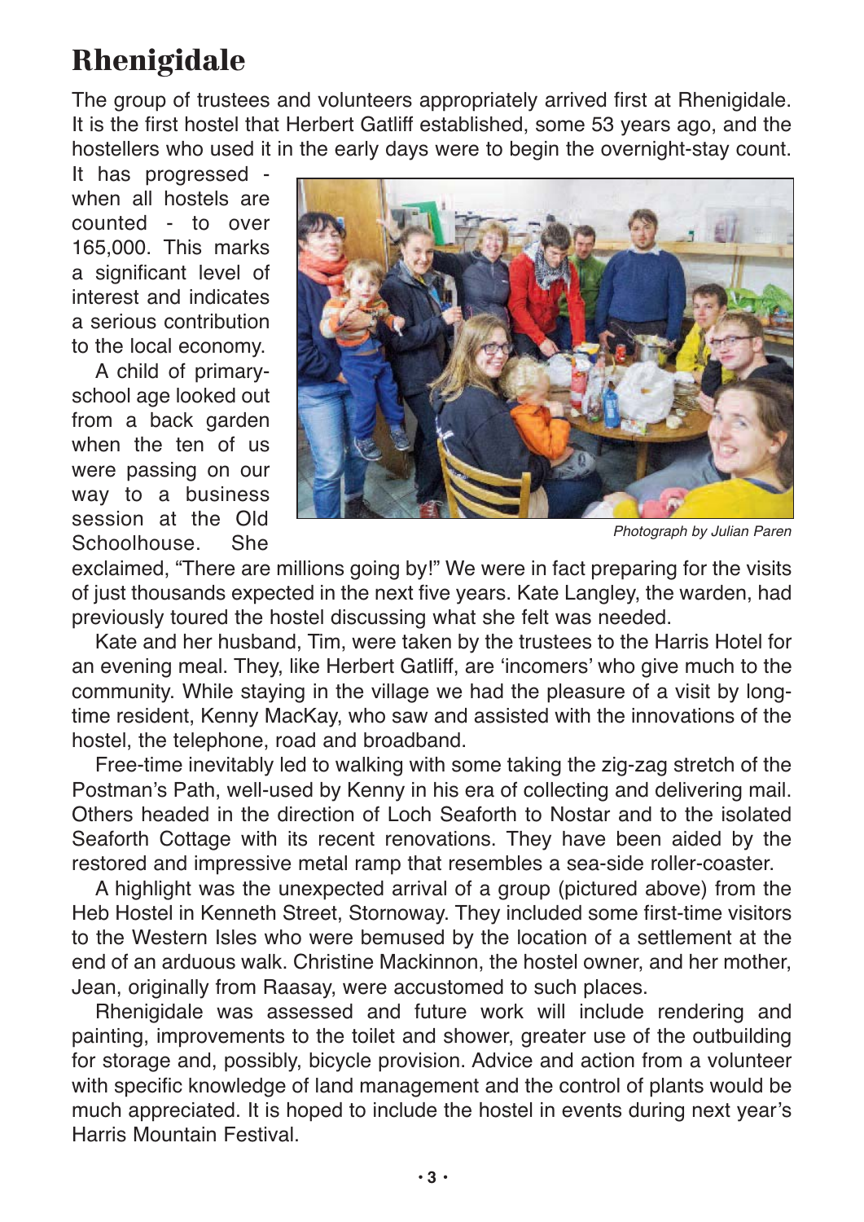# Rhenigidale

The group of trustees and volunteers appropriately arrived first at Rhenigidale. It is the first hostel that Herbert Gatliff established, some 53 years ago, and the hostellers who used it in the early days were to begin the overnight-stay count.

It has progressed - when all hostels are counted - to over 165,000. This marks a significant level of interest and indicates a serious contribution to the local economy.

A child of primary-school age looked out from a back garden when the ten of us were passing on our way to a business session at the Old Schoolhouse. She exclaimed, "There are millions going by!" We were in fact preparing for the visits of just thousands expected in the next five years. Kate Langley, the warden, had previously toured the hostel discussing what she felt was needed.

*Photograph by Julian Paren*

Kate and her husband, Tim, were taken by the trustees to the Harris Hotel for an evening meal. They, like Herbert Gatliff, are 'incomers' who give much to the community. While staying in the village we had the pleasure of a visit by long-time resident, Kenny MacKay, who saw and assisted with the innovations of the hostel, the telephone, road and broadband.

Free-time inevitably led to walking with some taking the zig-zag stretch of the Postman's Path, well-used by Kenny in his era of collecting and delivering mail. Others headed in the direction of Loch Seaforth to Nostar and to the isolated Seaforth Cottage with its recent renovations. They have been aided by the restored and impressive metal ramp that resembles a sea-side roller-coaster.

A highlight was the unexpected arrival of a group (pictured above) from the Heb Hostel in Kenneth Street, Stornoway. They included some first-time visitors to the Western Isles who were bemused by the location of a settlement at the end of an arduous walk. Christine Mackinnon, the hostel owner, and her mother, Jean, originally from Raasay, were accustomed to such places.

Rhenigidale was assessed and future work will include rendering and painting, improvements to the toilet and shower, greater use of the outbuilding for storage and, possibly, bicycle provision. Advice and action from a volunteer with specific knowledge of land management and the control of plants would be much appreciated. It is hoped to include the hostel in events during next year's Harris Mountain Festival.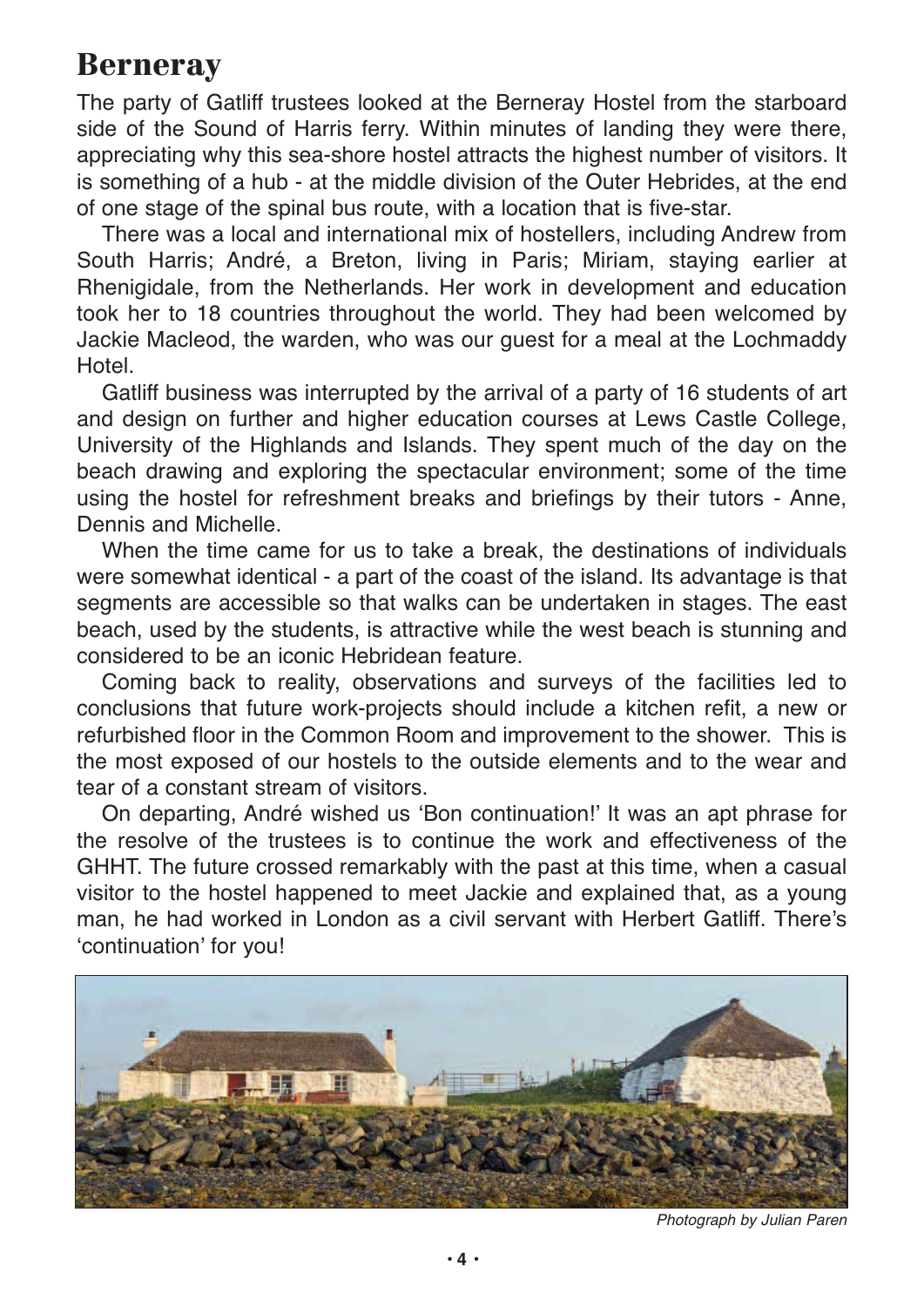# Berneray

The party of Gatliff trustees looked at the Berneray Hostel from the starboard side of the Sound of Harris ferry. Within minutes of landing they were there, appreciating why this sea-shore hostel attracts the highest number of visitors. It is something of a hub - at the middle division of the Outer Hebrides, at the end of one stage of the spinal bus route, with a location that is five-star.

There was a local and international mix of hostellers, including Andrew from South Harris; André, a Breton, living in Paris; Miriam, staying earlier at Rhenigidale, from the Netherlands. Her work in development and education took her to 18 countries throughout the world. They had been welcomed by Jackie Macleod, the warden, who was our guest for a meal at the Lochmaddy Hotel.

Gatliff business was interrupted by the arrival of a party of 16 students of art and design on further and higher education courses at Lews Castle College, University of the Highlands and Islands. They spent much of the day on the beach drawing and exploring the spectacular environment; some of the time using the hostel for refreshment breaks and briefings by their tutors - Anne, Dennis and Michelle.

When the time came for us to take a break, the destinations of individuals were somewhat identical - a part of the coast of the island. Its advantage is that segments are accessible so that walks can be undertaken in stages. The east beach, used by the students, is attractive while the west beach is stunning and considered to be an iconic Hebridean feature.

Coming back to reality, observations and surveys of the facilities led to conclusions that future work-projects should include a kitchen refit, a new or refurbished floor in the Common Room and improvement to the shower. This is the most exposed of our hostels to the outside elements and to the wear and tear of a constant stream of visitors.

On departing, André wished us 'Bon continuation!' It was an apt phrase for the resolve of the trustees is to continue the work and effectiveness of the GHHT. The future crossed remarkably with the past at this time, when a casual visitor to the hostel happened to meet Jackie and explained that, as a young man, he had worked in London as a civil servant with Herbert Gatliff. There's 'continuation' for you!

*Photograph by Julian Paren*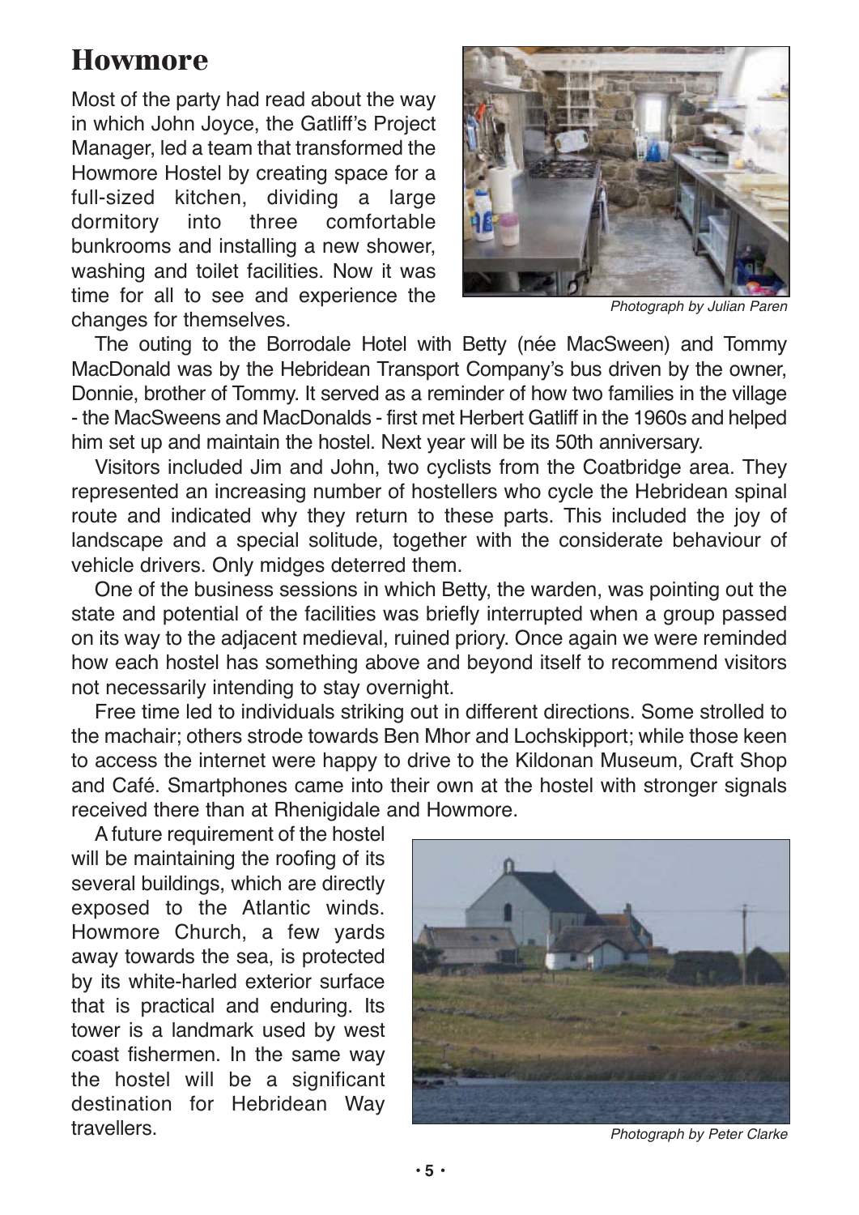## Howmore

Most of the party had read about the way in which John Joyce, the Gatliff's Project Manager, led a team that transformed the Howmore Hostel by creating space for a full-sized kitchen, dividing a large dormitory into three comfortable bunkrooms and installing a new shower, washing and toilet facilities. Now it was time for all to see and experience the changes for themselves.

*Photograph by Julian Paren*

The outing to the Borrodale Hotel with Betty (née MacSween) and Tommy MacDonald was by the Hebridean Transport Company's bus driven by the owner, Donnie, brother of Tommy. It served as a reminder of how two families in the village - the MacSweens and MacDonalds - first met Herbert Gatliff in the 1960s and helped him set up and maintain the hostel. Next year will be its 50th anniversary.

Visitors included Jim and John, two cyclists from the Coatbridge area. They represented an increasing number of hostellers who cycle the Hebridean spinal route and indicated why they return to these parts. This included the joy of landscape and a special solitude, together with the considerate behaviour of vehicle drivers. Only midges deterred them.

One of the business sessions in which Betty, the warden, was pointing out the state and potential of the facilities was briefly interrupted when a group passed on its way to the adjacent medieval, ruined priory. Once again we were reminded how each hostel has something above and beyond itself to recommend visitors not necessarily intending to stay overnight.

Free time led to individuals striking out in different directions. Some strolled to the machair; others strode towards Ben Mhor and Lochskipport; while those keen to access the internet were happy to drive to the Kildonan Museum, Craft Shop and Café. Smartphones came into their own at the hostel with stronger signals received there than at Rhenigidale and Howmore.

A future requirement of the hostel will be maintaining the roofing of its several buildings, which are directly exposed to the Atlantic winds. Howmore Church, a few yards away towards the sea, is protected by its white-harled exterior surface that is practical and enduring. Its tower is a landmark used by west coast fishermen. In the same way the hostel will be a significant destination for Hebridean Way travellers.

*Photograph by Peter Clarke*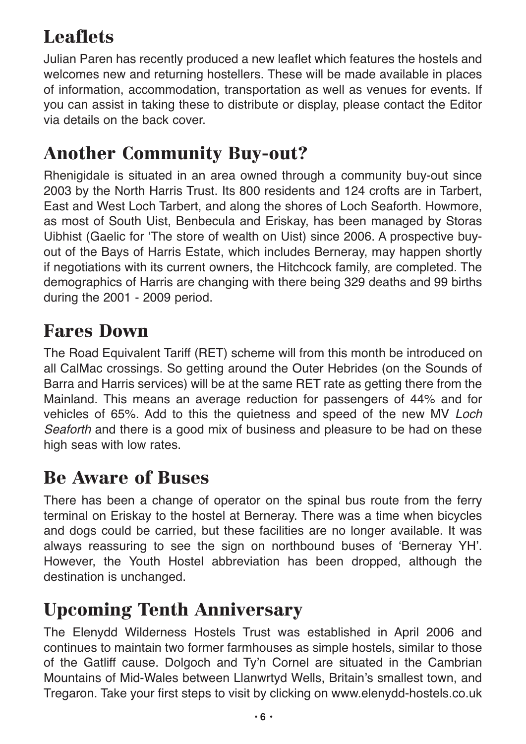## Leaflets

Julian Paren has recently produced a new leaflet which features the hostels and welcomes new and returning hostellers. These will be made available in places of information, accommodation, transportation as well as venues for events. If you can assist in taking these to distribute or display, please contact the Editor via details on the back cover.

## Another Community Buy-out?

Rhenigidale is situated in an area owned through a community buy-out since 2003 by the North Harris Trust. Its 800 residents and 124 crofts are in Tarbert, East and West Loch Tarbert, and along the shores of Loch Seaforth. Howmore, as most of South Uist, Benbecula and Eriskay, has been managed by Storas Uibhist (Gaelic for 'The store of wealth on Uist) since 2006. A prospective buy-out of the Bays of Harris Estate, which includes Berneray, may happen shortly if negotiations with its current owners, the Hitchcock family, are completed. The demographics of Harris are changing with there being 329 deaths and 99 births during the 2001 - 2009 period.

## Fares Down

The Road Equivalent Tariff (RET) scheme will from this month be introduced on all CalMac crossings. So getting around the Outer Hebrides (on the Sounds of Barra and Harris services) will be at the same RET rate as getting there from the Mainland. This means an average reduction for passengers of 44% and for vehicles of 65%. Add to this the quietness and speed of the new MV *Loch Seaforth* and there is a good mix of business and pleasure to be had on these high seas with low rates.

## Be Aware of Buses

There has been a change of operator on the spinal bus route from the ferry terminal on Eriskay to the hostel at Berneray. There was a time when bicycles and dogs could be carried, but these facilities are no longer available. It was always reassuring to see the sign on northbound buses of 'Berneray YH'. However, the Youth Hostel abbreviation has been dropped, although the destination is unchanged.

## Upcoming Tenth Anniversary

The Elenydd Wilderness Hostels Trust was established in April 2006 and continues to maintain two former farmhouses as simple hostels, similar to those of the Gatliff cause. Dolgoch and Ty'n Cornel are situated in the Cambrian Mountains of Mid-Wales between Llanwrtyd Wells, Britain's smallest town, and Tregaron. Take your first steps to visit by clicking on www.elenydd-hostels.co.uk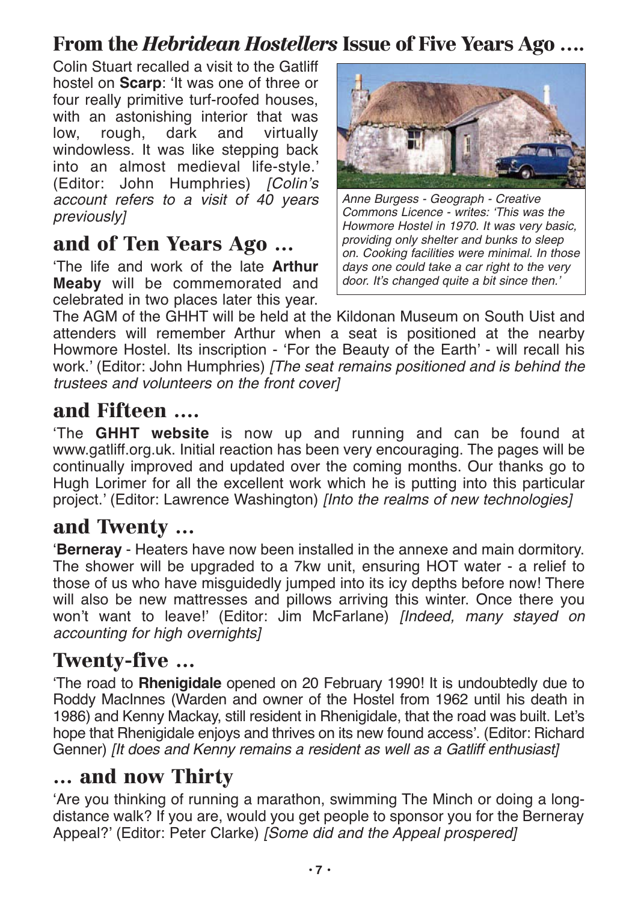## From the *Hebridean Hostellers* Issue of Five Years Ago ....

Colin Stuart recalled a visit to the Gatliff hostel on **Scarp**: 'It was one of three or four really primitive turf-roofed houses, with an astonishing interior that was low, rough, dark and virtually windowless. It was like stepping back into an almost medieval life-style.' (Editor: John Humphries) *[Colin's account refers to a visit of 40 years previously]*

*Anne Burgess - Geograph - Creative Commons Licence - writes: 'This was the Howmore Hostel in 1970. It was very basic, providing only shelter and bunks to sleep on. Cooking facilities were minimal. In those days one could take a car right to the very door. It's changed quite a bit since then.'*

## and of Ten Years Ago ...

'The life and work of the late **Arthur Meaby** will be commemorated and celebrated in two places later this year. The AGM of the GHHT will be held at the Kildonan Museum on South Uist and attenders will remember Arthur when a seat is positioned at the nearby Howmore Hostel. Its inscription - 'For the Beauty of the Earth' - will recall his work.' (Editor: John Humphries) *[The seat remains positioned and is behind the trustees and volunteers on the front cover]*

## and Fifteen ....

'The **GHHT website** is now up and running and can be found at www.gatliff.org.uk. Initial reaction has been very encouraging. The pages will be continually improved and updated over the coming months. Our thanks go to Hugh Lorimer for all the excellent work which he is putting into this particular project.' (Editor: Lawrence Washington) *[Into the realms of new technologies]*

## and Twenty ...

'**Berneray** - Heaters have now been installed in the annexe and main dormitory. The shower will be upgraded to a 7kw unit, ensuring HOT water - a relief to those of us who have misguidedly jumped into its icy depths before now! There will also be new mattresses and pillows arriving this winter. Once there you won't want to leave!' (Editor: Jim McFarlane) *[Indeed, many stayed on accounting for high overnights]*

## Twenty-five ...

'The road to **Rhenigidale** opened on 20 February 1990! It is undoubtedly due to Roddy MacInnes (Warden and owner of the Hostel from 1962 until his death in 1986) and Kenny Mackay, still resident in Rhenigidale, that the road was built. Let's hope that Rhenigidale enjoys and thrives on its new found access'. (Editor: Richard Genner) *[It does and Kenny remains a resident as well as a Gatliff enthusiast]*

## ... and now Thirty

'Are you thinking of running a marathon, swimming The Minch or doing a long-distance walk? If you are, would you get people to sponsor you for the Berneray Appeal?' (Editor: Peter Clarke) *[Some did and the Appeal prospered]*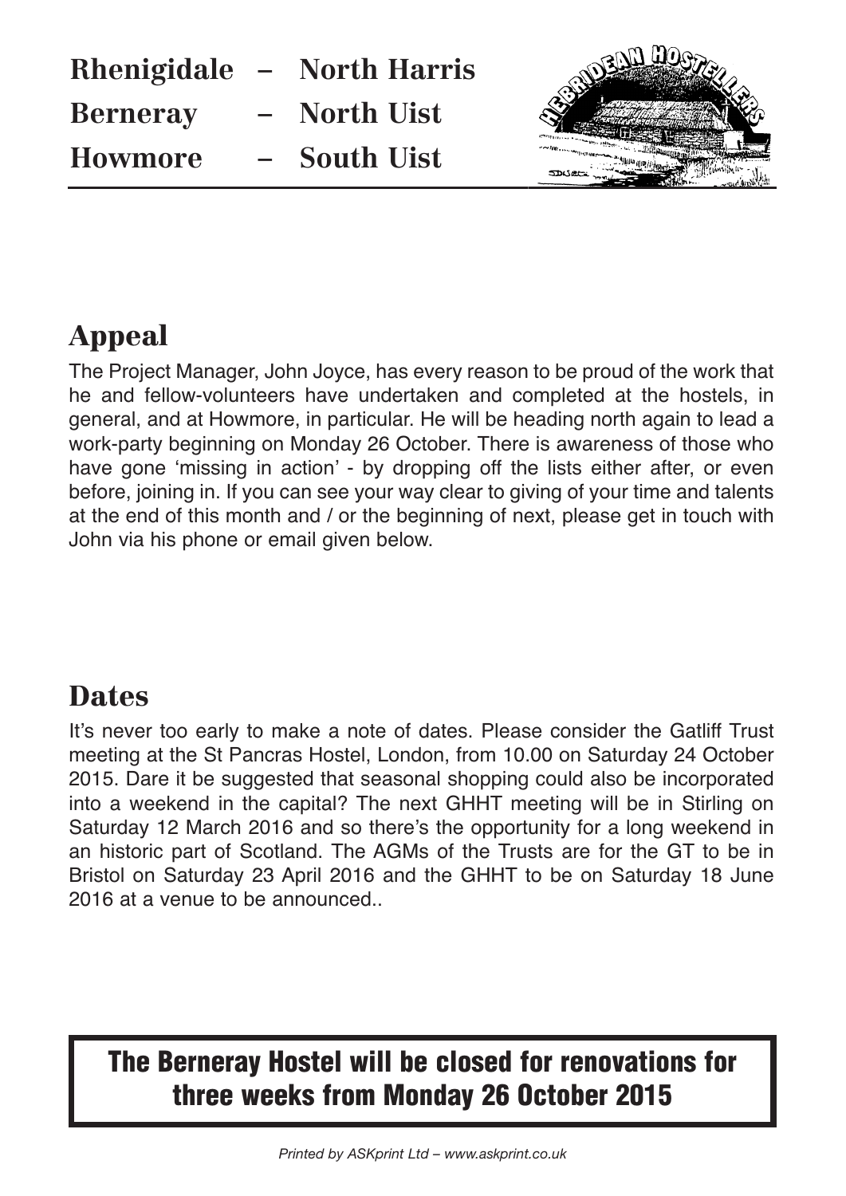| | | |
|---|---|---|
| **Rhenigidale** | – | **North Harris** |
| **Berneray** | – | **North Uist** |
| **Howmore** | – | **South Uist** |

## Appeal

The Project Manager, John Joyce, has every reason to be proud of the work that he and fellow-volunteers have undertaken and completed at the hostels, in general, and at Howmore, in particular. He will be heading north again to lead a work-party beginning on Monday 26 October. There is awareness of those who have gone 'missing in action' - by dropping off the lists either after, or even before, joining in. If you can see your way clear to giving of your time and talents at the end of this month and / or the beginning of next, please get in touch with John via his phone or email given below.

## Dates

It's never too early to make a note of dates. Please consider the Gatliff Trust meeting at the St Pancras Hostel, London, from 10.00 on Saturday 24 October 2015. Dare it be suggested that seasonal shopping could also be incorporated into a weekend in the capital? The next GHHT meeting will be in Stirling on Saturday 12 March 2016 and so there's the opportunity for a long weekend in an historic part of Scotland. The AGMs of the Trusts are for the GT to be in Bristol on Saturday 23 April 2016 and the GHHT to be on Saturday 18 June 2016 at a venue to be announced..

**The Berneray Hostel will be closed for renovations for three weeks from Monday 26 October 2015**

*Printed by ASKprint Ltd – www.askprint.co.uk*